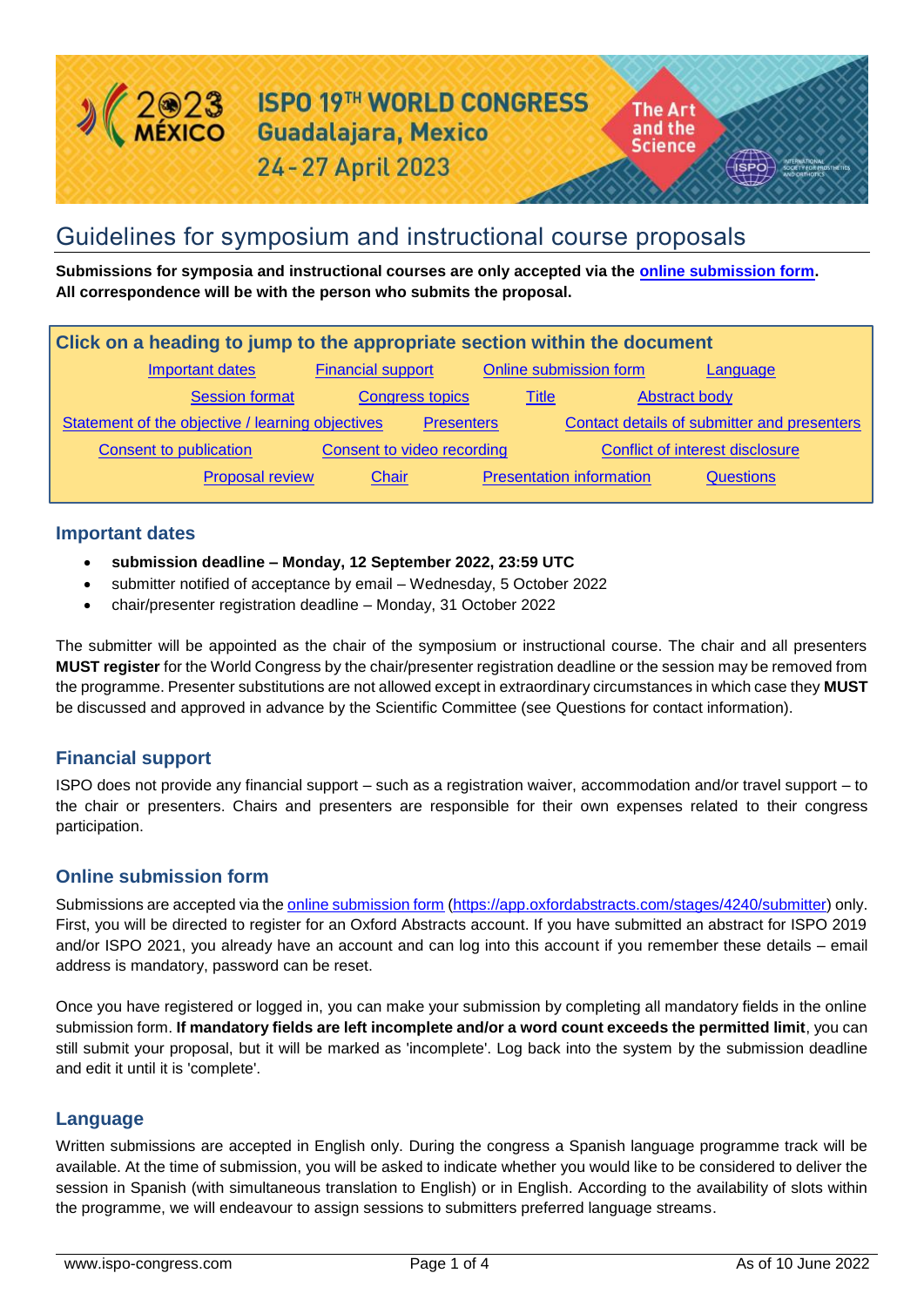ISPO 19TH WORLD CONGRESS
Guadalajara, Mexico
24-27 April 2023

The Art and the Science

# Guidelines for symposium and instructional course proposals

**Submissions for symposia and instructional courses are only accepted via the online submission form. All correspondence will be with the person who submits the proposal.**

**Click on a heading to jump to the appropriate section within the document**

Important dates | Financial support | Online submission form | Language
Session format | Congress topics | Title | Abstract body
Statement of the objective / learning objectives | Presenters | Contact details of submitter and presenters
Consent to publication | Consent to video recording | Conflict of interest disclosure
Proposal review | Chair | Presentation information | Questions

## Important dates

- **submission deadline – Monday, 12 September 2022, 23:59 UTC**
- submitter notified of acceptance by email – Wednesday, 5 October 2022
- chair/presenter registration deadline – Monday, 31 October 2022

The submitter will be appointed as the chair of the symposium or instructional course. The chair and all presenters **MUST register** for the World Congress by the chair/presenter registration deadline or the session may be removed from the programme. Presenter substitutions are not allowed except in extraordinary circumstances in which case they **MUST** be discussed and approved in advance by the Scientific Committee (see Questions for contact information).

## Financial support

ISPO does not provide any financial support – such as a registration waiver, accommodation and/or travel support – to the chair or presenters. Chairs and presenters are responsible for their own expenses related to their congress participation.

## Online submission form

Submissions are accepted via the online submission form (https://app.oxfordabstracts.com/stages/4240/submitter) only. First, you will be directed to register for an Oxford Abstracts account. If you have submitted an abstract for ISPO 2019 and/or ISPO 2021, you already have an account and can log into this account if you remember these details – email address is mandatory, password can be reset.

Once you have registered or logged in, you can make your submission by completing all mandatory fields in the online submission form. **If mandatory fields are left incomplete and/or a word count exceeds the permitted limit**, you can still submit your proposal, but it will be marked as 'incomplete'. Log back into the system by the submission deadline and edit it until it is 'complete'.

## Language

Written submissions are accepted in English only. During the congress a Spanish language programme track will be available. At the time of submission, you will be asked to indicate whether you would like to be considered to deliver the session in Spanish (with simultaneous translation to English) or in English. According to the availability of slots within the programme, we will endeavour to assign sessions to submitters preferred language streams.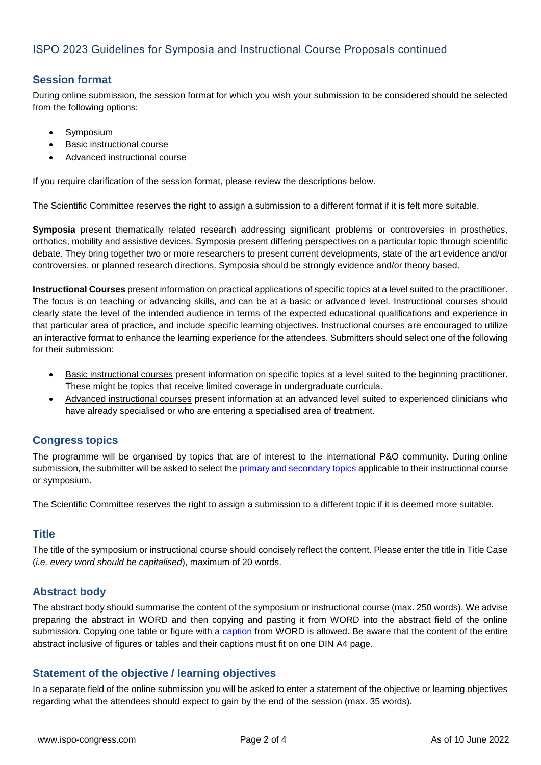## Session format

During online submission, the session format for which you wish your submission to be considered should be selected from the following options:

- Symposium
- Basic instructional course
- Advanced instructional course

If you require clarification of the session format, please review the descriptions below.

The Scientific Committee reserves the right to assign a submission to a different format if it is felt more suitable.

**Symposia** present thematically related research addressing significant problems or controversies in prosthetics, orthotics, mobility and assistive devices. Symposia present differing perspectives on a particular topic through scientific debate. They bring together two or more researchers to present current developments, state of the art evidence and/or controversies, or planned research directions. Symposia should be strongly evidence and/or theory based.

**Instructional Courses** present information on practical applications of specific topics at a level suited to the practitioner. The focus is on teaching or advancing skills, and can be at a basic or advanced level. Instructional courses should clearly state the level of the intended audience in terms of the expected educational qualifications and experience in that particular area of practice, and include specific learning objectives. Instructional courses are encouraged to utilize an interactive format to enhance the learning experience for the attendees. Submitters should select one of the following for their submission:

- Basic instructional courses present information on specific topics at a level suited to the beginning practitioner. These might be topics that receive limited coverage in undergraduate curricula.
- Advanced instructional courses present information at an advanced level suited to experienced clinicians who have already specialised or who are entering a specialised area of treatment.

## Congress topics

The programme will be organised by topics that are of interest to the international P&O community. During online submission, the submitter will be asked to select the primary and secondary topics applicable to their instructional course or symposium.

The Scientific Committee reserves the right to assign a submission to a different topic if it is deemed more suitable.

## Title

The title of the symposium or instructional course should concisely reflect the content. Please enter the title in Title Case (*i.e. every word should be capitalised*), maximum of 20 words.

## Abstract body

The abstract body should summarise the content of the symposium or instructional course (max. 250 words). We advise preparing the abstract in WORD and then copying and pasting it from WORD into the abstract field of the online submission. Copying one table or figure with a caption from WORD is allowed. Be aware that the content of the entire abstract inclusive of figures or tables and their captions must fit on one DIN A4 page.

## Statement of the objective / learning objectives

In a separate field of the online submission you will be asked to enter a statement of the objective or learning objectives regarding what the attendees should expect to gain by the end of the session (max. 35 words).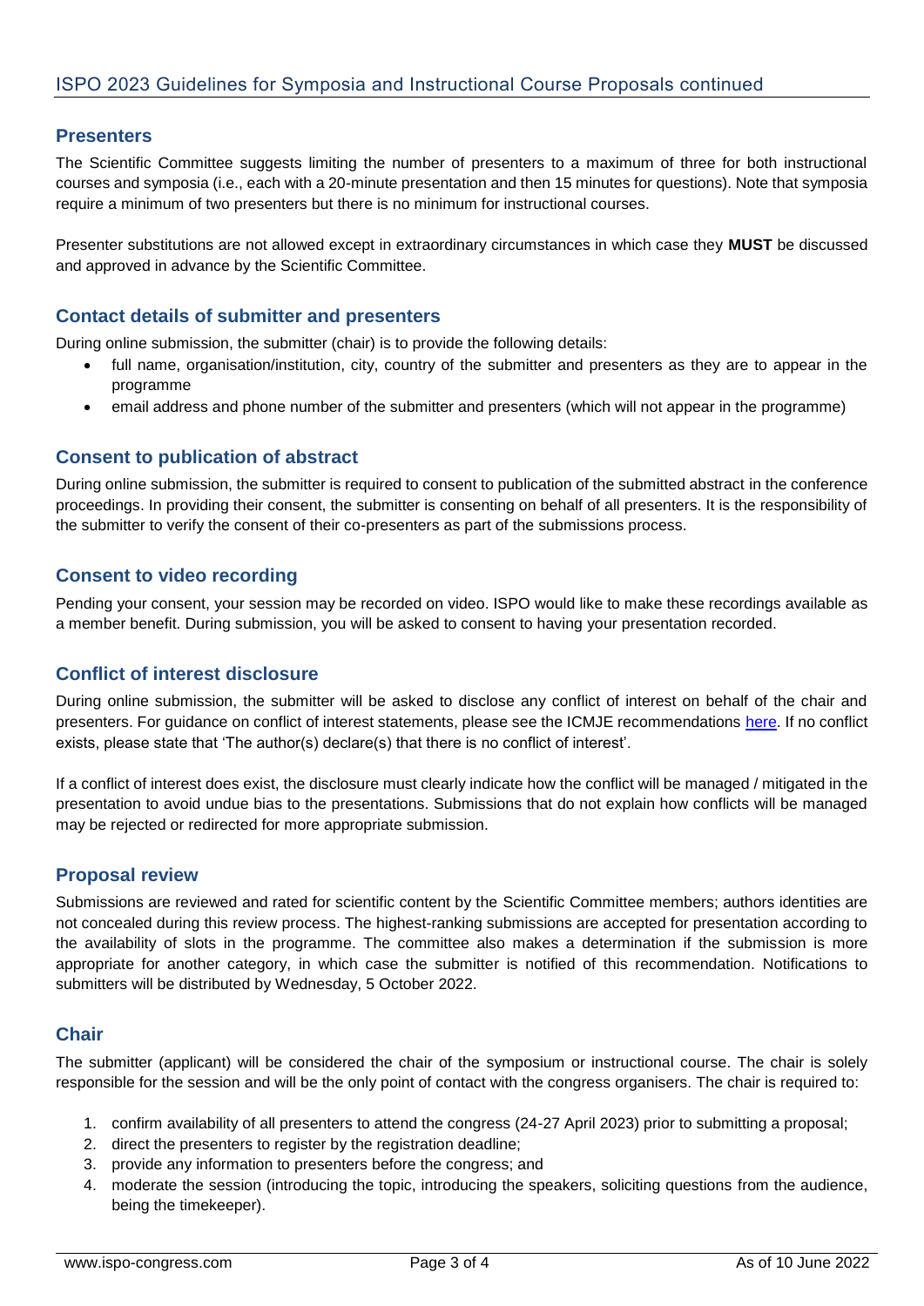## Presenters

The Scientific Committee suggests limiting the number of presenters to a maximum of three for both instructional courses and symposia (i.e., each with a 20-minute presentation and then 15 minutes for questions). Note that symposia require a minimum of two presenters but there is no minimum for instructional courses.

Presenter substitutions are not allowed except in extraordinary circumstances in which case they **MUST** be discussed and approved in advance by the Scientific Committee.

## Contact details of submitter and presenters

During online submission, the submitter (chair) is to provide the following details:

- full name, organisation/institution, city, country of the submitter and presenters as they are to appear in the programme
- email address and phone number of the submitter and presenters (which will not appear in the programme)

## Consent to publication of abstract

During online submission, the submitter is required to consent to publication of the submitted abstract in the conference proceedings. In providing their consent, the submitter is consenting on behalf of all presenters. It is the responsibility of the submitter to verify the consent of their co-presenters as part of the submissions process.

## Consent to video recording

Pending your consent, your session may be recorded on video. ISPO would like to make these recordings available as a member benefit. During submission, you will be asked to consent to having your presentation recorded.

## Conflict of interest disclosure

During online submission, the submitter will be asked to disclose any conflict of interest on behalf of the chair and presenters. For guidance on conflict of interest statements, please see the ICMJE recommendations here. If no conflict exists, please state that 'The author(s) declare(s) that there is no conflict of interest'.

If a conflict of interest does exist, the disclosure must clearly indicate how the conflict will be managed / mitigated in the presentation to avoid undue bias to the presentations. Submissions that do not explain how conflicts will be managed may be rejected or redirected for more appropriate submission.

## Proposal review

Submissions are reviewed and rated for scientific content by the Scientific Committee members; authors identities are not concealed during this review process. The highest-ranking submissions are accepted for presentation according to the availability of slots in the programme. The committee also makes a determination if the submission is more appropriate for another category, in which case the submitter is notified of this recommendation. Notifications to submitters will be distributed by Wednesday, 5 October 2022.

## Chair

The submitter (applicant) will be considered the chair of the symposium or instructional course. The chair is solely responsible for the session and will be the only point of contact with the congress organisers. The chair is required to:

1. confirm availability of all presenters to attend the congress (24-27 April 2023) prior to submitting a proposal;
2. direct the presenters to register by the registration deadline;
3. provide any information to presenters before the congress; and
4. moderate the session (introducing the topic, introducing the speakers, soliciting questions from the audience, being the timekeeper).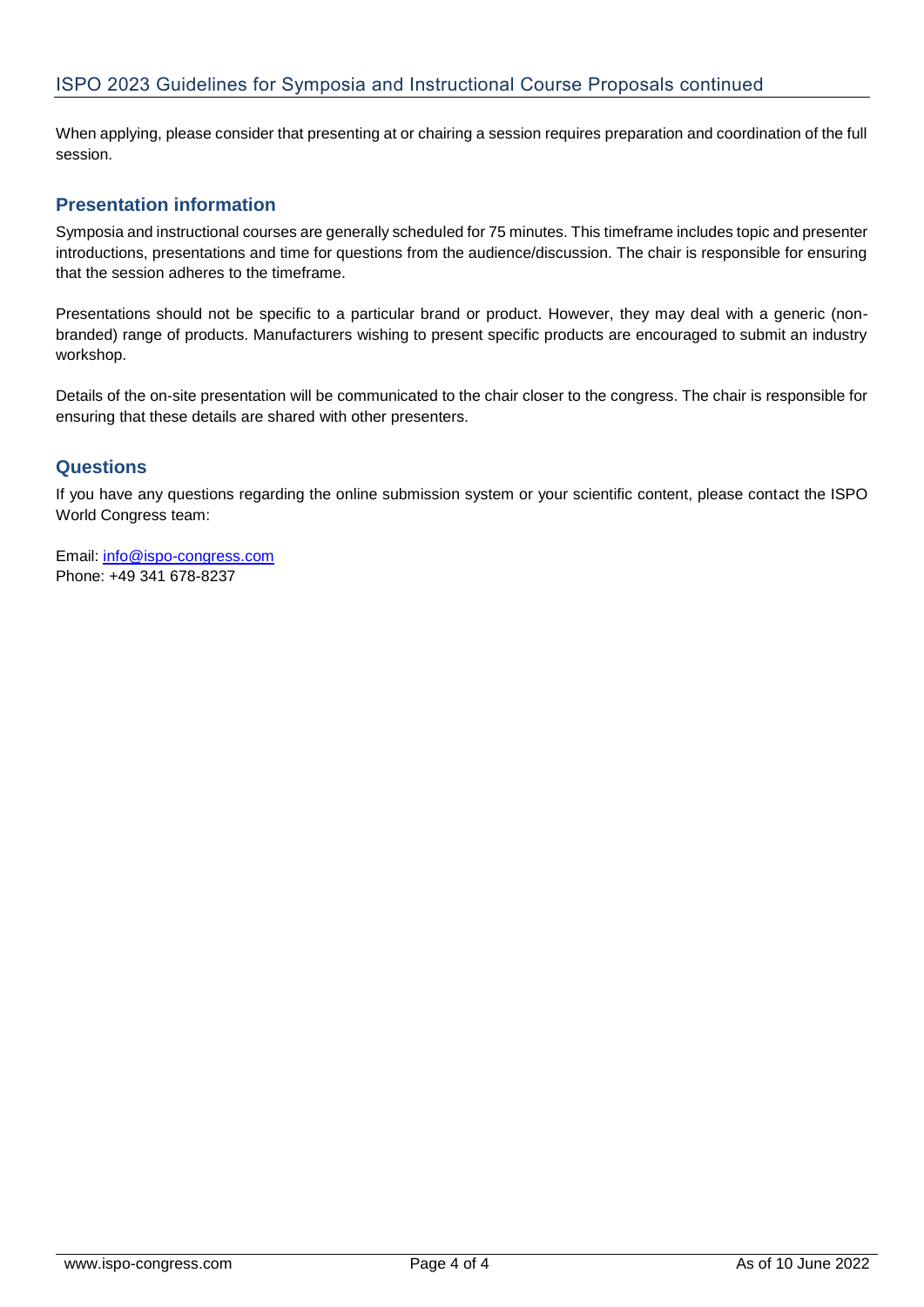When applying, please consider that presenting at or chairing a session requires preparation and coordination of the full session.

## Presentation information

Symposia and instructional courses are generally scheduled for 75 minutes. This timeframe includes topic and presenter introductions, presentations and time for questions from the audience/discussion. The chair is responsible for ensuring that the session adheres to the timeframe.

Presentations should not be specific to a particular brand or product. However, they may deal with a generic (non-branded) range of products. Manufacturers wishing to present specific products are encouraged to submit an industry workshop.

Details of the on-site presentation will be communicated to the chair closer to the congress. The chair is responsible for ensuring that these details are shared with other presenters.

## Questions

If you have any questions regarding the online submission system or your scientific content, please contact the ISPO World Congress team:

Email: info@ispo-congress.com
Phone: +49 341 678-8237